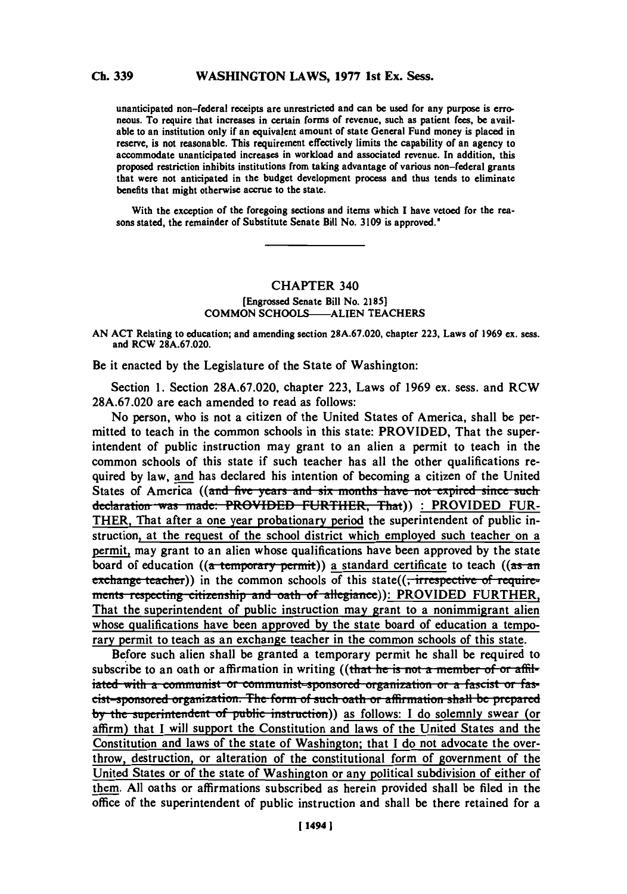unanticipated non-federal receipts are unrestricted and can be used for any purpose is erroneous. To require that increases in certain forms of revenue, such as patient fees, be available to an institution only if an equivalent amount of state General Fund money is placed in reserve, is not reasonable. This requirement effectively limits the capability of an agency to accommodate unanticipated increases in workload and associated revenue. In addition, this proposed restriction inhibits institutions from taking advantage of various non-federal grants that were not anticipated in the budget development process and thus tends to eliminate benefits that might otherwise accrue to the state.

With the exception of the foregoing sections and items which I have vetoed for the reasons stated, the remainder of Substitute Senate Bill No. 3109 is approved."

---

# CHAPTER 340

[Engrossed Senate Bill No. 2185]

COMMON SCHOOLS—ALIEN TEACHERS

AN ACT Relating to education; and amending section 28A.67.020, chapter 223, Laws of 1969 ex. sess. and RCW 28A.67.020.

Be it enacted by the Legislature of the State of Washington:

Section 1. Section 28A.67.020, chapter 223, Laws of 1969 ex. sess. and RCW 28A.67.020 are each amended to read as follows:

No person, who is not a citizen of the United States of America, shall be permitted to teach in the common schools in this state: PROVIDED, That the superintendent of public instruction may grant to an alien a permit to teach in the common schools of this state if such teacher has all the other qualifications required by law, and has declared his intention of becoming a citizen of the United States of America ((~~and five years and six months have not expired since such declaration was made: PROVIDED FURTHER, That~~)) : PROVIDED FURTHER, That after a one year probationary period the superintendent of public instruction, at the request of the school district which employed such teacher on a permit, may grant to an alien whose qualifications have been approved by the state board of education ((~~a temporary permit~~)) a standard certificate to teach ((~~as an exchange teacher~~)) in the common schools of this state((~~, irrespective of requirements respecting citizenship and oath of allegiance~~)): PROVIDED FURTHER, That the superintendent of public instruction may grant to a nonimmigrant alien whose qualifications have been approved by the state board of education a temporary permit to teach as an exchange teacher in the common schools of this state.

Before such alien shall be granted a temporary permit he shall be required to subscribe to an oath or affirmation in writing ((~~that he is not a member of or affiliated with a communist or communist-sponsored organization or a fascist or fascist-sponsored organization. The form of such oath or affirmation shall be prepared by the superintendent of public instruction~~)) as follows: I do solemnly swear (or affirm) that I will support the Constitution and laws of the United States and the Constitution and laws of the state of Washington; that I do not advocate the overthrow, destruction, or alteration of the constitutional form of government of the United States or of the state of Washington or any political subdivision of either of them. All oaths or affirmations subscribed as herein provided shall be filed in the office of the superintendent of public instruction and shall be there retained for a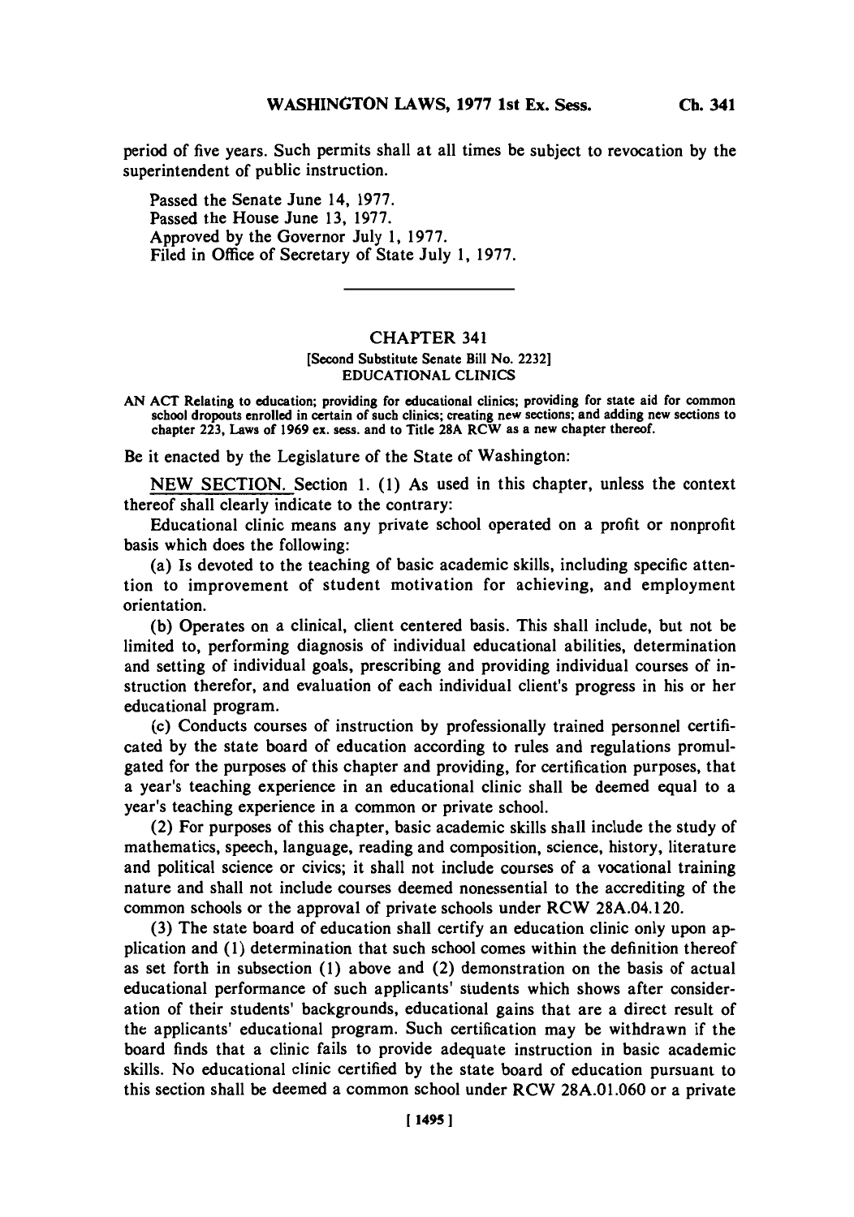period of five years. Such permits shall at all times be subject to revocation by the superintendent of public instruction.

Passed the Senate June 14, 1977.
Passed the House June 13, 1977.
Approved by the Governor July 1, 1977.
Filed in Office of Secretary of State July 1, 1977.

---

## CHAPTER 341

[Second Substitute Senate Bill No. 2232]

EDUCATIONAL CLINICS

AN ACT Relating to education; providing for educational clinics; providing for state aid for common school dropouts enrolled in certain of such clinics; creating new sections; and adding new sections to chapter 223, Laws of 1969 ex. sess. and to Title 28A RCW as a new chapter thereof.

Be it enacted by the Legislature of the State of Washington:

NEW SECTION. Section 1. (1) As used in this chapter, unless the context thereof shall clearly indicate to the contrary:

Educational clinic means any private school operated on a profit or nonprofit basis which does the following:

(a) Is devoted to the teaching of basic academic skills, including specific attention to improvement of student motivation for achieving, and employment orientation.

(b) Operates on a clinical, client centered basis. This shall include, but not be limited to, performing diagnosis of individual educational abilities, determination and setting of individual goals, prescribing and providing individual courses of instruction therefor, and evaluation of each individual client's progress in his or her educational program.

(c) Conducts courses of instruction by professionally trained personnel certificated by the state board of education according to rules and regulations promulgated for the purposes of this chapter and providing, for certification purposes, that a year's teaching experience in an educational clinic shall be deemed equal to a year's teaching experience in a common or private school.

(2) For purposes of this chapter, basic academic skills shall include the study of mathematics, speech, language, reading and composition, science, history, literature and political science or civics; it shall not include courses of a vocational training nature and shall not include courses deemed nonessential to the accrediting of the common schools or the approval of private schools under RCW 28A.04.120.

(3) The state board of education shall certify an education clinic only upon application and (1) determination that such school comes within the definition thereof as set forth in subsection (1) above and (2) demonstration on the basis of actual educational performance of such applicants' students which shows after consideration of their students' backgrounds, educational gains that are a direct result of the applicants' educational program. Such certification may be withdrawn if the board finds that a clinic fails to provide adequate instruction in basic academic skills. No educational clinic certified by the state board of education pursuant to this section shall be deemed a common school under RCW 28A.01.060 or a private